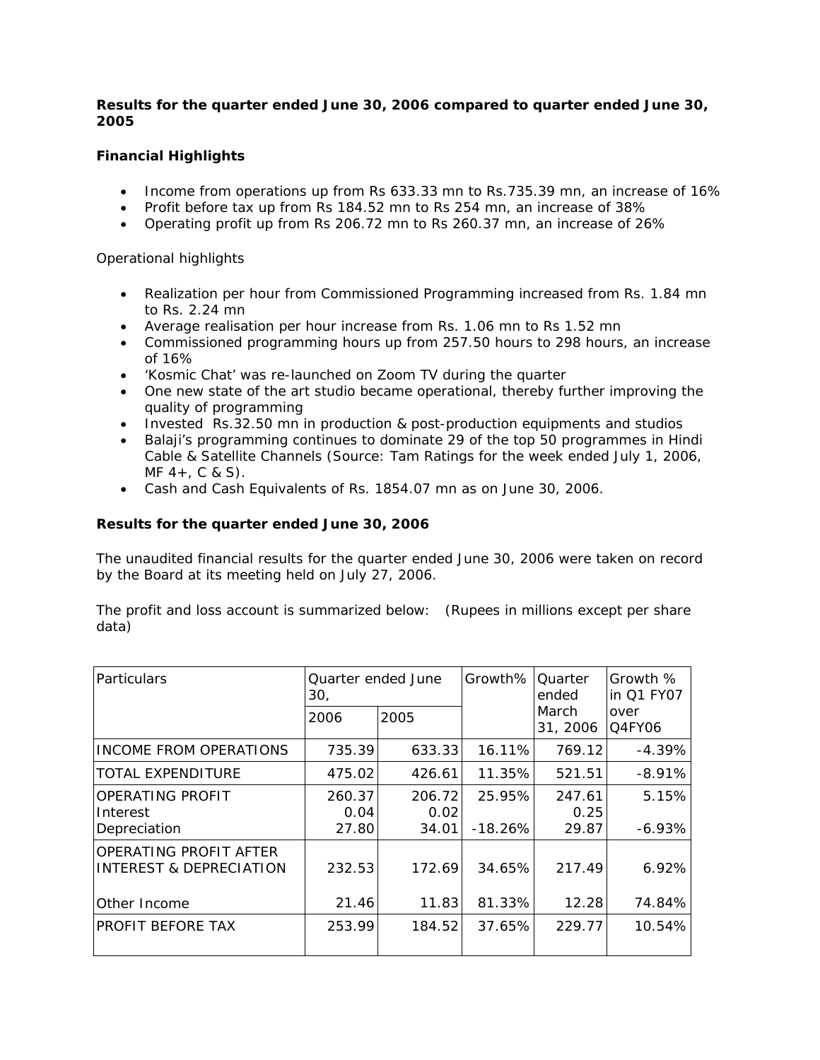**Results for the quarter ended June 30, 2006 compared to quarter ended June 30, 2005**

**Financial Highlights**

- Income from operations up from Rs 633.33 mn to Rs.735.39 mn, an increase of 16%
- Profit before tax up from Rs 184.52 mn to Rs 254 mn, an increase of 38%
- Operating profit up from Rs 206.72 mn to Rs 260.37 mn, an increase of 26%

Operational highlights

- Realization per hour from Commissioned Programming increased from Rs. 1.84 mn to Rs. 2.24 mn
- Average realisation per hour increase from Rs. 1.06 mn to Rs 1.52 mn
- Commissioned programming hours up from 257.50 hours to 298 hours, an increase of 16%
- 'Kosmic Chat' was re-launched on Zoom TV during the quarter
- One new state of the art studio became operational, thereby further improving the quality of programming
- Invested Rs.32.50 mn in production & post-production equipments and studios
- Balaji's programming continues to dominate 29 of the top 50 programmes in Hindi Cable & Satellite Channels (Source: Tam Ratings for the week ended July 1, 2006, MF 4+, C & S).
- Cash and Cash Equivalents of Rs. 1854.07 mn as on June 30, 2006.

**Results for the quarter ended June 30, 2006**

The unaudited financial results for the quarter ended June 30, 2006 were taken on record by the Board at its meeting held on July 27, 2006.

The profit and loss account is summarized below: (Rupees in millions except per share data)

| Particulars | Quarter ended June 30, | | Growth% | Quarter ended March 31, 2006 | Growth % in Q1 FY07 over Q4FY06 |
|---|---|---|---|---|---|
| | 2006 | 2005 | | | |
| INCOME FROM OPERATIONS | 735.39 | 633.33 | 16.11% | 769.12 | -4.39% |
| TOTAL EXPENDITURE | 475.02 | 426.61 | 11.35% | 521.51 | -8.91% |
| OPERATING PROFIT | 260.37 | 206.72 | 25.95% | 247.61 | 5.15% |
| Interest | 0.04 | 0.02 | | 0.25 | |
| Depreciation | 27.80 | 34.01 | -18.26% | 29.87 | -6.93% |
| OPERATING PROFIT AFTER INTEREST & DEPRECIATION | 232.53 | 172.69 | 34.65% | 217.49 | 6.92% |
| Other Income | 21.46 | 11.83 | 81.33% | 12.28 | 74.84% |
| PROFIT BEFORE TAX | 253.99 | 184.52 | 37.65% | 229.77 | 10.54% |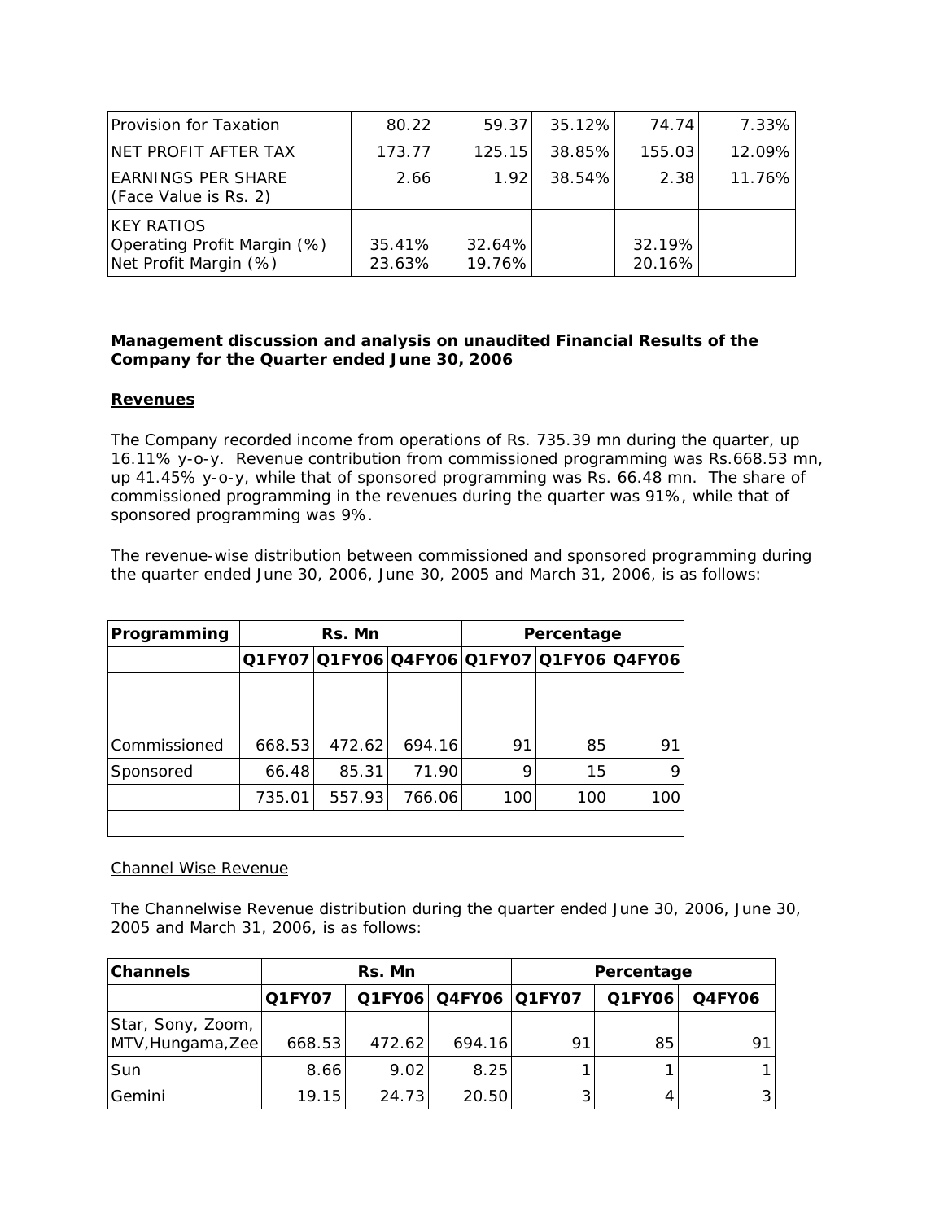| Provision for Taxation | 80.22 | 59.37 | 35.12% | 74.74 | 7.33% |
|---|---|---|---|---|---|
| NET PROFIT AFTER TAX | 173.77 | 125.15 | 38.85% | 155.03 | 12.09% |
| EARNINGS PER SHARE (Face Value is Rs. 2) | 2.66 | 1.92 | 38.54% | 2.38 | 11.76% |
| KEY RATIOS<br>Operating Profit Margin (%)<br>Net Profit Margin (%) | <br>35.41%<br>23.63% | <br>32.64%<br>19.76% | | <br>32.19%<br>20.16% | |

**Management discussion and analysis on unaudited Financial Results of the Company for the Quarter ended June 30, 2006**

**Revenues**

The Company recorded income from operations of Rs. 735.39 mn during the quarter, up 16.11% y-o-y. Revenue contribution from commissioned programming was Rs.668.53 mn, up 41.45% y-o-y, while that of sponsored programming was Rs. 66.48 mn. The share of commissioned programming in the revenues during the quarter was 91%, while that of sponsored programming was 9%.

The revenue-wise distribution between commissioned and sponsored programming during the quarter ended June 30, 2006, June 30, 2005 and March 31, 2006, is as follows:

| Programming | Rs. Mn | | | Percentage | | |
|---|---|---|---|---|---|---|
| | Q1FY07 | Q1FY06 | Q4FY06 | Q1FY07 | Q1FY06 | Q4FY06 |
| Commissioned | 668.53 | 472.62 | 694.16 | 91 | 85 | 91 |
| Sponsored | 66.48 | 85.31 | 71.90 | 9 | 15 | 9 |
| | 735.01 | 557.93 | 766.06 | 100 | 100 | 100 |

Channel Wise Revenue

The Channelwise Revenue distribution during the quarter ended June 30, 2006, June 30, 2005 and March 31, 2006, is as follows:

| Channels | Rs. Mn | | | Percentage | | |
|---|---|---|---|---|---|---|
| | Q1FY07 | Q1FY06 | Q4FY06 | Q1FY07 | Q1FY06 | Q4FY06 |
| Star, Sony, Zoom, MTV,Hungama,Zee | 668.53 | 472.62 | 694.16 | 91 | 85 | 91 |
| Sun | 8.66 | 9.02 | 8.25 | 1 | 1 | 1 |
| Gemini | 19.15 | 24.73 | 20.50 | 3 | 4 | 3 |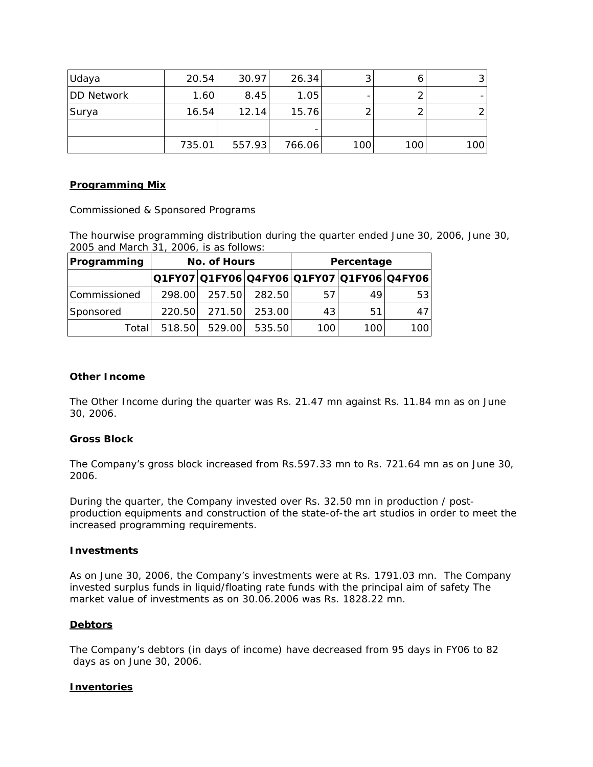| | | | | | | |
|---|---|---|---|---|---|---|
| Udaya | 20.54 | 30.97 | 26.34 | 3 | 6 | 3 |
| DD Network | 1.60 | 8.45 | 1.05 | - | 2 | - |
| Surya | 16.54 | 12.14 | 15.76 | 2 | 2 | 2 |
| | | | - | | | |
| | 735.01 | 557.93 | 766.06 | 100 | 100 | 100 |

## Programming Mix

Commissioned & Sponsored Programs

The hourwise programming distribution during the quarter ended June 30, 2006, June 30, 2005 and March 31, 2006, is as follows:

| Programming | No. of Hours | | | Percentage | | |
|---|---|---|---|---|---|---|
| | Q1FY07 | Q1FY06 | Q4FY06 | Q1FY07 | Q1FY06 | Q4FY06 |
| Commissioned | 298.00 | 257.50 | 282.50 | 57 | 49 | 53 |
| Sponsored | 220.50 | 271.50 | 253.00 | 43 | 51 | 47 |
| Total | 518.50 | 529.00 | 535.50 | 100 | 100 | 100 |

**Other Income**

The Other Income during the quarter was Rs. 21.47 mn against Rs. 11.84 mn as on June 30, 2006.

**Gross Block**

The Company's gross block increased from Rs.597.33 mn to Rs. 721.64 mn as on June 30, 2006.

During the quarter, the Company invested over Rs. 32.50 mn in production / post-production equipments and construction of the state-of-the art studios in order to meet the increased programming requirements.

**Investments**

As on June 30, 2006, the Company's investments were at Rs. 1791.03 mn. The Company invested surplus funds in liquid/floating rate funds with the principal aim of safety The market value of investments as on 30.06.2006 was Rs. 1828.22 mn.

## Debtors

The Company's debtors (in days of income) have decreased from 95 days in FY06 to 82 days as on June 30, 2006.

## Inventories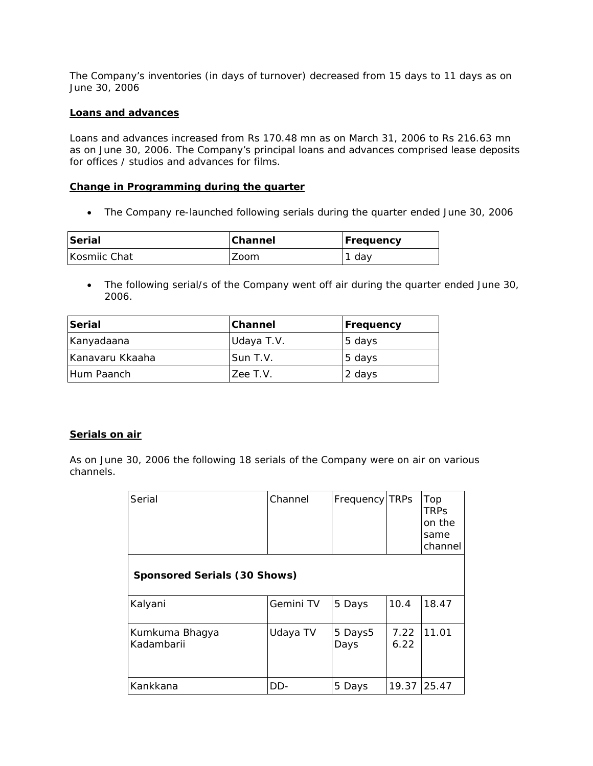The Company's inventories (in days of turnover) decreased from 15 days to 11 days as on June 30, 2006

**Loans and advances**

Loans and advances increased from Rs 170.48 mn as on March 31, 2006 to Rs 216.63 mn as on June 30, 2006. The Company's principal loans and advances comprised lease deposits for offices / studios and advances for films.

**Change in Programming during the quarter**

- The Company re-launched following serials during the quarter ended June 30, 2006

| Serial | Channel | Frequency |
|---|---|---|
| Kosmiic Chat | Zoom | 1 day |

- The following serial/s of the Company went off air during the quarter ended June 30, 2006.

| Serial | Channel | Frequency |
|---|---|---|
| Kanyadaana | Udaya T.V. | 5 days |
| Kanavaru Kkaaha | Sun T.V. | 5 days |
| Hum Paanch | Zee T.V. | 2 days |

**Serials on air**

As on June 30, 2006 the following 18 serials of the Company were on air on various channels.

| Serial | Channel | Frequency | TRPs | Top TRPs on the same channel |
|---|---|---|---|---|
| **Sponsored Serials (30 Shows)** | | | | |
| Kalyani | Gemini TV | 5 Days | 10.4 | 18.47 |
| Kumkuma Bhagya Kadambarii | Udaya TV | 5 Days5 Days | 7.22 6.22 | 11.01 |
| Kankkana | DD- | 5 Days | 19.37 | 25.47 |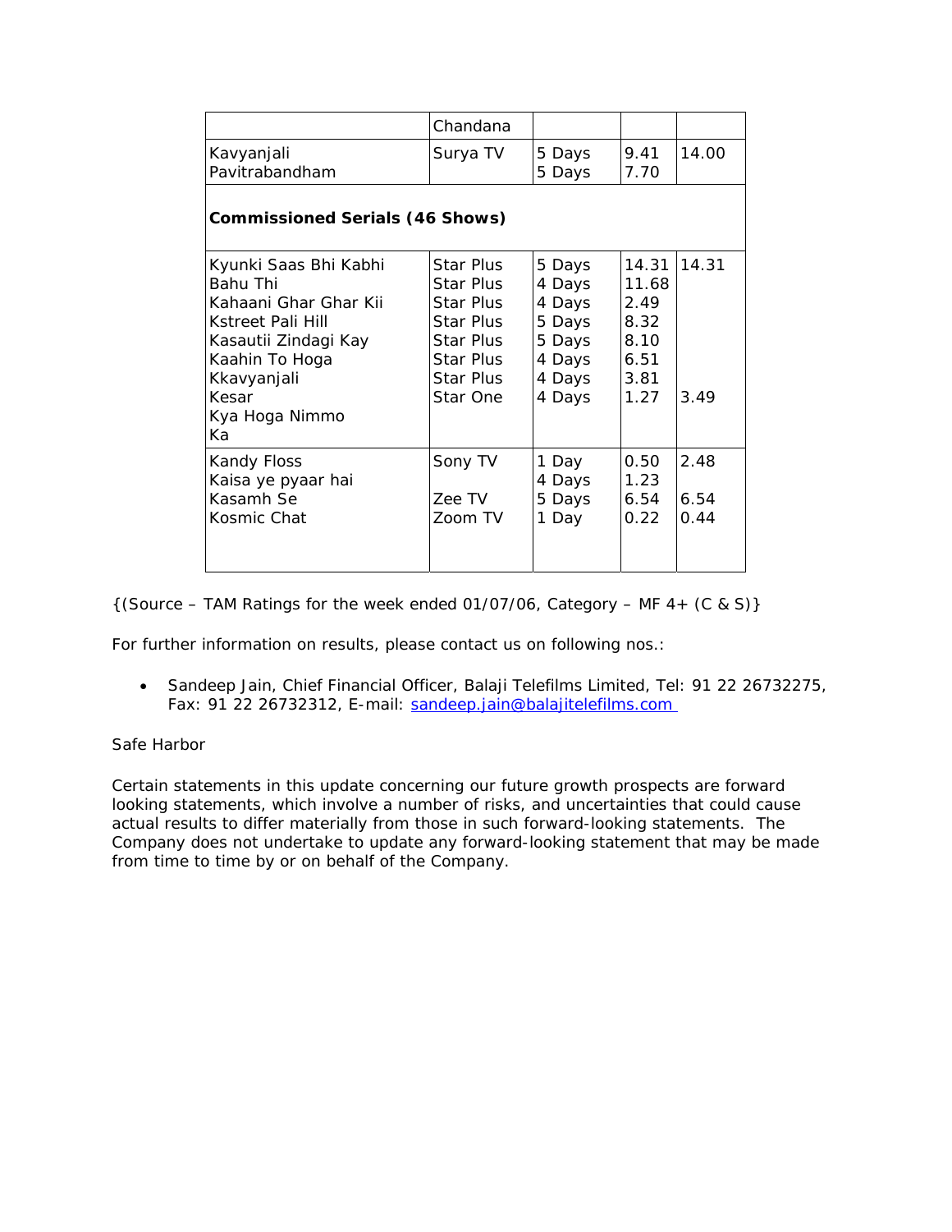| | | | | |
|---|---|---|---|---|
| | Chandana | | | |
| Kavyanjali<br>Pavitrabandham | Surya TV | 5 Days<br>5 Days | 9.41<br>7.70 | 14.00 |
| **Commissioned Serials (46 Shows)** | | | | |
| Kyunki Saas Bhi Kabhi Bahu Thi<br>Kahaani Ghar Ghar Kii<br>Kstreet Pali Hill<br>Kasautii Zindagi Kay<br>Kaahin To Hoga<br>Kkavyanjali<br>Kesar<br>Kya Hoga Nimmo Ka | Star Plus<br>Star Plus<br>Star Plus<br>Star Plus<br>Star Plus<br>Star Plus<br>Star Plus<br>Star One | 5 Days<br>4 Days<br>4 Days<br>5 Days<br>5 Days<br>4 Days<br>4 Days<br>4 Days | 14.31<br>11.68<br>2.49<br>8.32<br>8.10<br>6.51<br>3.81<br>1.27 | 14.31<br><br><br><br><br><br><br>3.49 |
| Kandy Floss<br>Kaisa ye pyaar hai<br>Kasamh Se<br>Kosmic Chat | Sony TV<br><br>Zee TV<br>Zoom TV | 1 Day<br>4 Days<br>5 Days<br>1 Day | 0.50<br>1.23<br>6.54<br>0.22 | 2.48<br><br>6.54<br>0.44 |

{(Source – TAM Ratings for the week ended 01/07/06, Category – MF 4+ (C & S)}

For further information on results, please contact us on following nos.:

- Sandeep Jain, Chief Financial Officer, Balaji Telefilms Limited, Tel: 91 22 26732275, Fax: 91 22 26732312, E-mail: sandeep.jain@balajitelefilms.com

Safe Harbor

Certain statements in this update concerning our future growth prospects are forward looking statements, which involve a number of risks, and uncertainties that could cause actual results to differ materially from those in such forward-looking statements. The Company does not undertake to update any forward-looking statement that may be made from time to time by or on behalf of the Company.